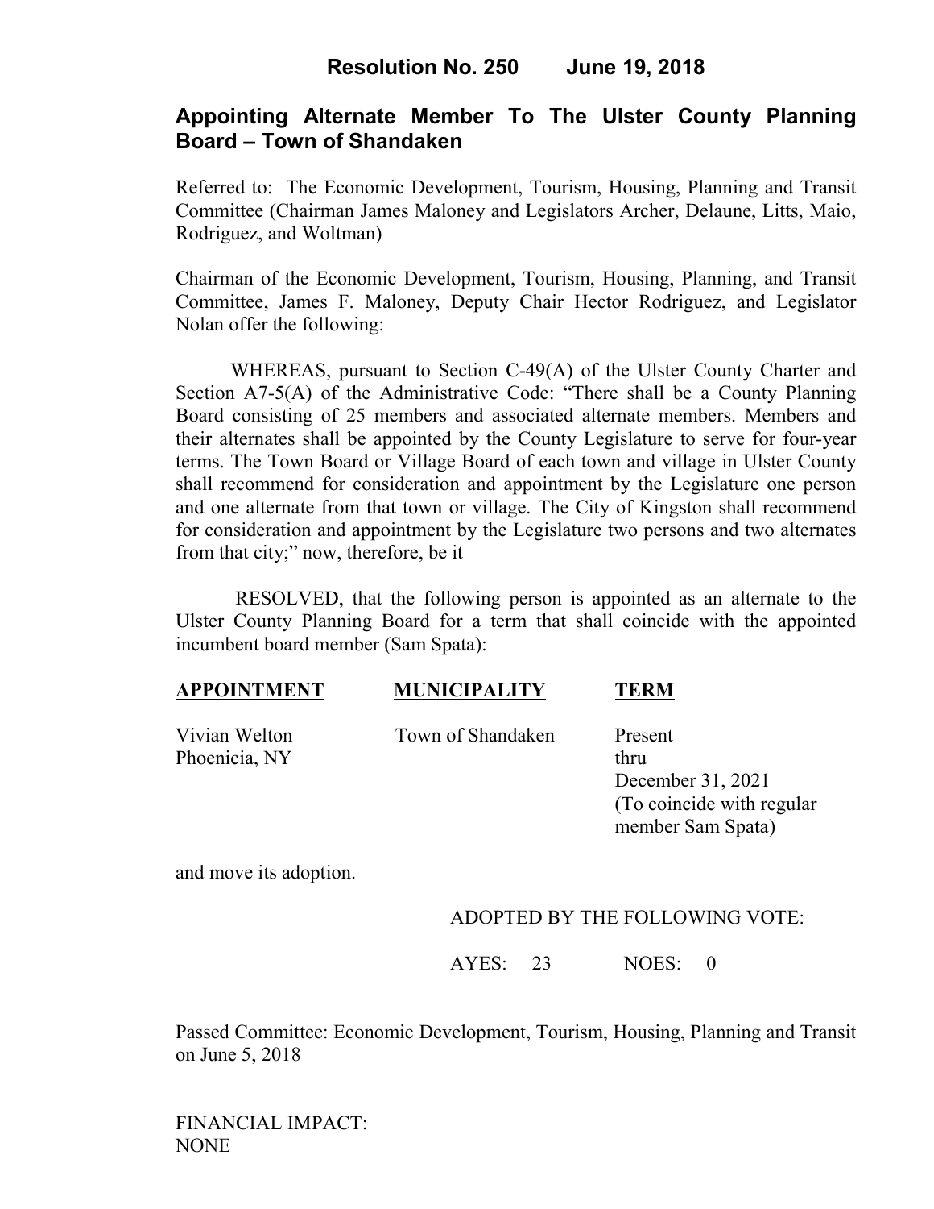# Resolution No. 250 June 19, 2018

## Appointing Alternate Member To The Ulster County Planning Board – Town of Shandaken

Referred to: The Economic Development, Tourism, Housing, Planning and Transit Committee (Chairman James Maloney and Legislators Archer, Delaune, Litts, Maio, Rodriguez, and Woltman)

Chairman of the Economic Development, Tourism, Housing, Planning, and Transit Committee, James F. Maloney, Deputy Chair Hector Rodriguez, and Legislator Nolan offer the following:

WHEREAS, pursuant to Section C-49(A) of the Ulster County Charter and Section A7-5(A) of the Administrative Code: "There shall be a County Planning Board consisting of 25 members and associated alternate members. Members and their alternates shall be appointed by the County Legislature to serve for four-year terms. The Town Board or Village Board of each town and village in Ulster County shall recommend for consideration and appointment by the Legislature one person and one alternate from that town or village. The City of Kingston shall recommend for consideration and appointment by the Legislature two persons and two alternates from that city;" now, therefore, be it

RESOLVED, that the following person is appointed as an alternate to the Ulster County Planning Board for a term that shall coincide with the appointed incumbent board member (Sam Spata):

| APPOINTMENT | MUNICIPALITY | TERM |
| --- | --- | --- |
| Vivian Welton<br>Phoenicia, NY | Town of Shandaken | Present<br>thru<br>December 31, 2021<br>(To coincide with regular member Sam Spata) |

and move its adoption.

ADOPTED BY THE FOLLOWING VOTE:

AYES: 23 NOES: 0

Passed Committee: Economic Development, Tourism, Housing, Planning and Transit on June 5, 2018

FINANCIAL IMPACT:
NONE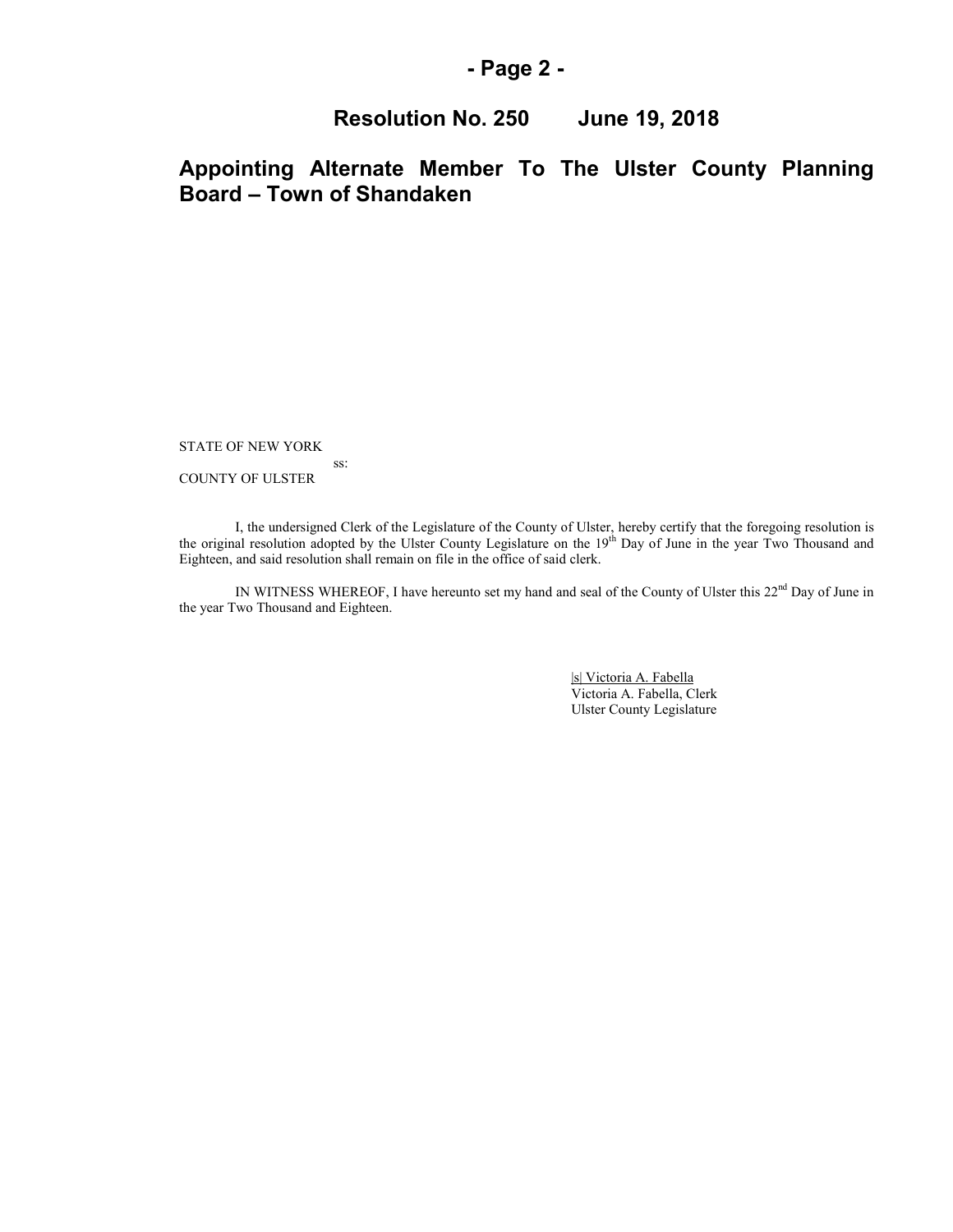## Resolution No. 250 June 19, 2018

## Appointing Alternate Member To The Ulster County Planning Board – Town of Shandaken

STATE OF NEW YORK

ss:

COUNTY OF ULSTER

I, the undersigned Clerk of the Legislature of the County of Ulster, hereby certify that the foregoing resolution is the original resolution adopted by the Ulster County Legislature on the 19th Day of June in the year Two Thousand and Eighteen, and said resolution shall remain on file in the office of said clerk.

IN WITNESS WHEREOF, I have hereunto set my hand and seal of the County of Ulster this 22nd Day of June in the year Two Thousand and Eighteen.

|s| Victoria A. Fabella
Victoria A. Fabella, Clerk
Ulster County Legislature